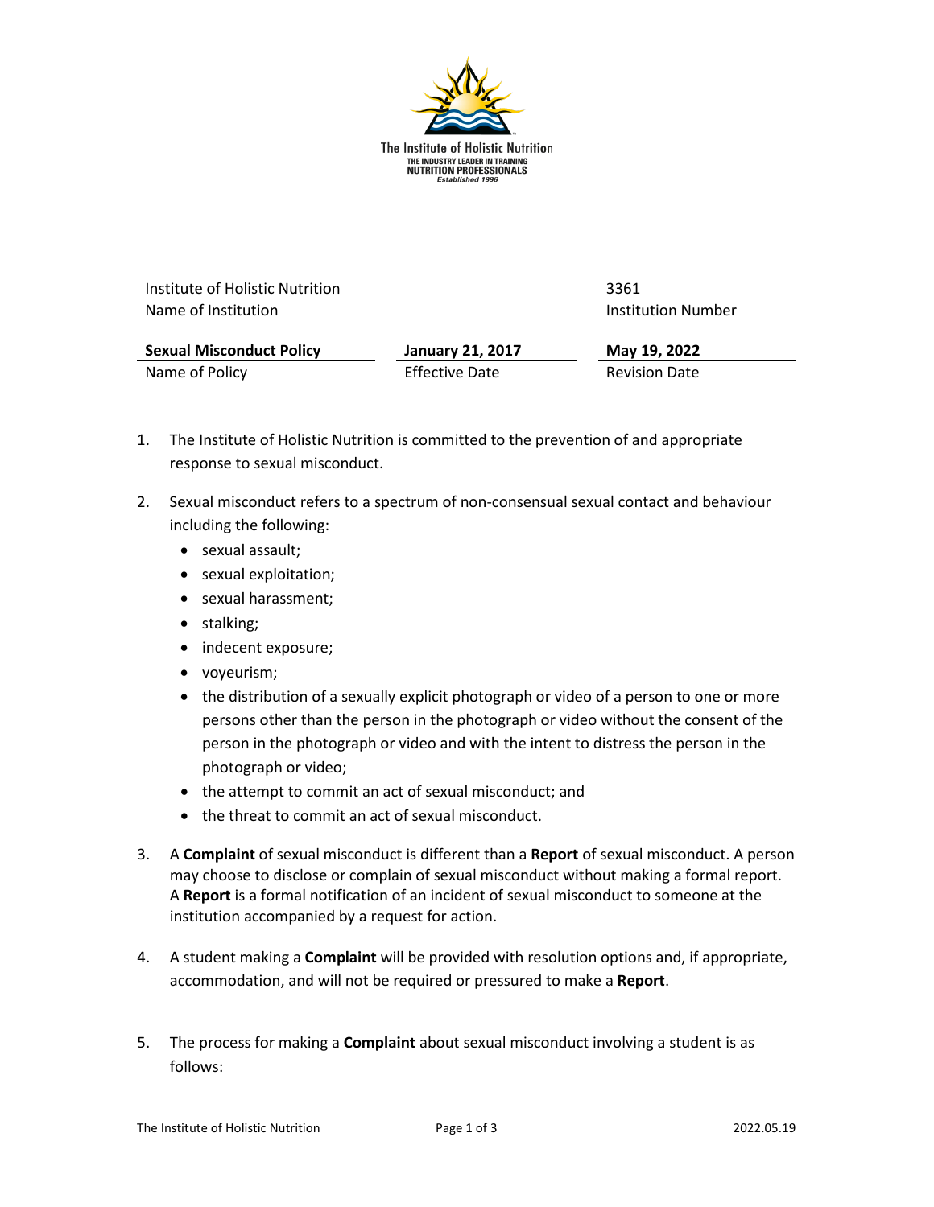The Institute of Holistic Nutrition
THE INDUSTRY LEADER IN TRAINING NUTRITION PROFESSIONALS
*Established 1996*

| Institute of Holistic Nutrition | | 3361 |
|---|---|---|
| Name of Institution | | Institution Number |
| **Sexual Misconduct Policy** | **January 21, 2017** | **May 19, 2022** |
| Name of Policy | Effective Date | Revision Date |

1. The Institute of Holistic Nutrition is committed to the prevention of and appropriate response to sexual misconduct.

2. Sexual misconduct refers to a spectrum of non-consensual sexual contact and behaviour including the following:
   - sexual assault;
   - sexual exploitation;
   - sexual harassment;
   - stalking;
   - indecent exposure;
   - voyeurism;
   - the distribution of a sexually explicit photograph or video of a person to one or more persons other than the person in the photograph or video without the consent of the person in the photograph or video and with the intent to distress the person in the photograph or video;
   - the attempt to commit an act of sexual misconduct; and
   - the threat to commit an act of sexual misconduct.

3. A **Complaint** of sexual misconduct is different than a **Report** of sexual misconduct. A person may choose to disclose or complain of sexual misconduct without making a formal report. A **Report** is a formal notification of an incident of sexual misconduct to someone at the institution accompanied by a request for action.

4. A student making a **Complaint** will be provided with resolution options and, if appropriate, accommodation, and will not be required or pressured to make a **Report**.

5. The process for making a **Complaint** about sexual misconduct involving a student is as follows: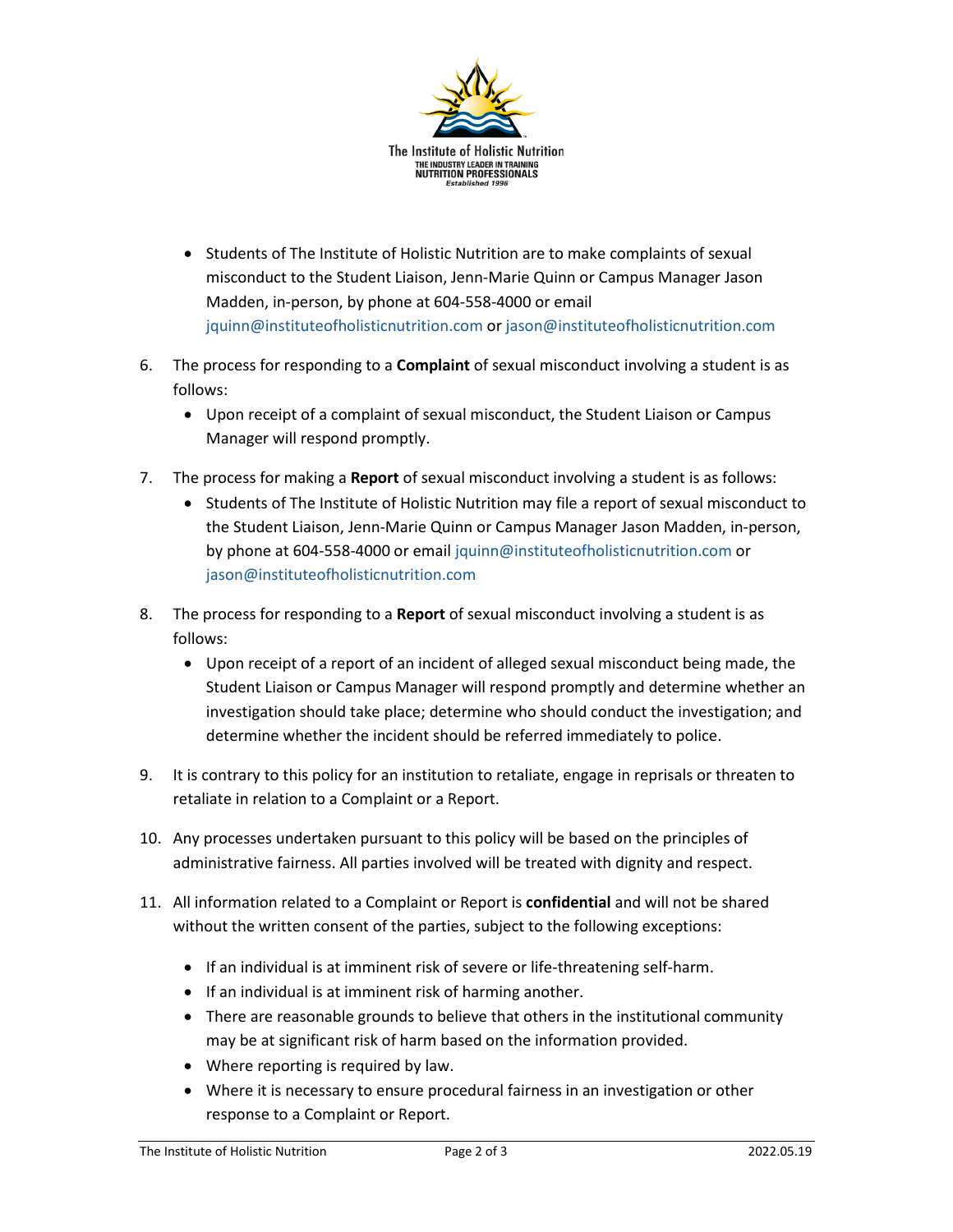- Students of The Institute of Holistic Nutrition are to make complaints of sexual misconduct to the Student Liaison, Jenn-Marie Quinn or Campus Manager Jason Madden, in-person, by phone at 604-558-4000 or email jquinn@instituteofholisticnutrition.com or jason@instituteofholisticnutrition.com

6. The process for responding to a **Complaint** of sexual misconduct involving a student is as follows:
   - Upon receipt of a complaint of sexual misconduct, the Student Liaison or Campus Manager will respond promptly.

7. The process for making a **Report** of sexual misconduct involving a student is as follows:
   - Students of The Institute of Holistic Nutrition may file a report of sexual misconduct to the Student Liaison, Jenn-Marie Quinn or Campus Manager Jason Madden, in-person, by phone at 604-558-4000 or email jquinn@instituteofholisticnutrition.com or jason@instituteofholisticnutrition.com

8. The process for responding to a **Report** of sexual misconduct involving a student is as follows:
   - Upon receipt of a report of an incident of alleged sexual misconduct being made, the Student Liaison or Campus Manager will respond promptly and determine whether an investigation should take place; determine who should conduct the investigation; and determine whether the incident should be referred immediately to police.

9. It is contrary to this policy for an institution to retaliate, engage in reprisals or threaten to retaliate in relation to a Complaint or a Report.

10. Any processes undertaken pursuant to this policy will be based on the principles of administrative fairness. All parties involved will be treated with dignity and respect.

11. All information related to a Complaint or Report is **confidential** and will not be shared without the written consent of the parties, subject to the following exceptions:

    - If an individual is at imminent risk of severe or life-threatening self-harm.
    - If an individual is at imminent risk of harming another.
    - There are reasonable grounds to believe that others in the institutional community may be at significant risk of harm based on the information provided.
    - Where reporting is required by law.
    - Where it is necessary to ensure procedural fairness in an investigation or other response to a Complaint or Report.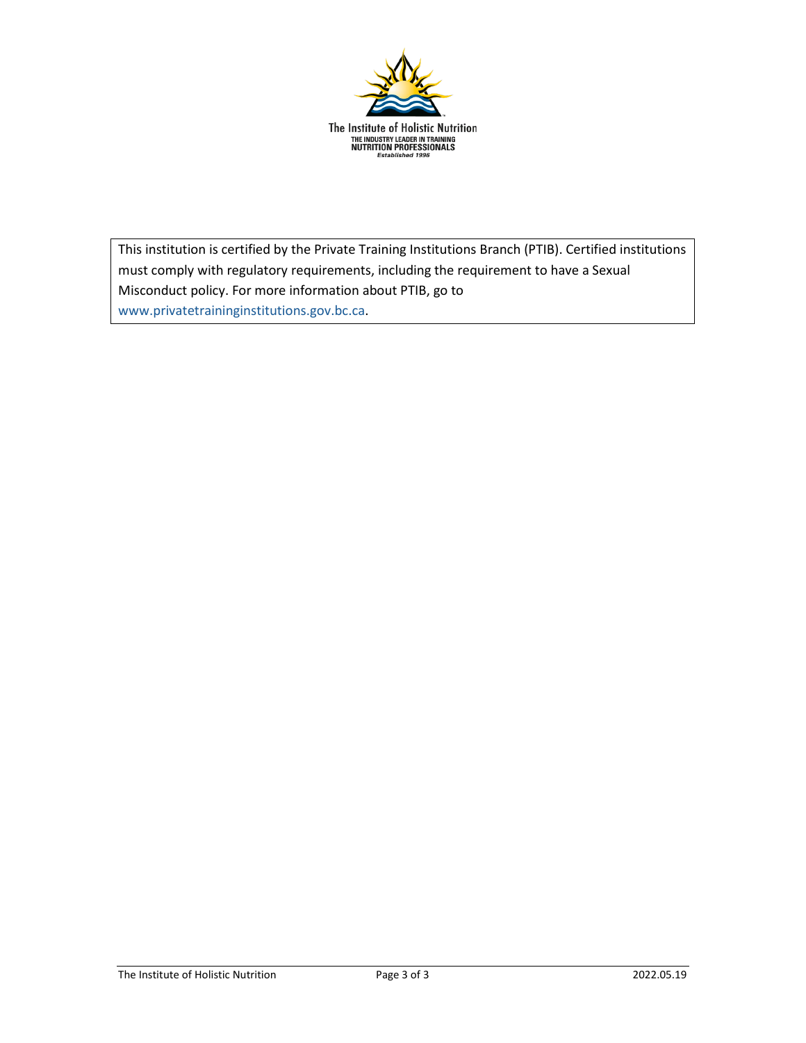This institution is certified by the Private Training Institutions Branch (PTIB). Certified institutions must comply with regulatory requirements, including the requirement to have a Sexual Misconduct policy. For more information about PTIB, go to www.privatetraininginstitutions.gov.bc.ca.